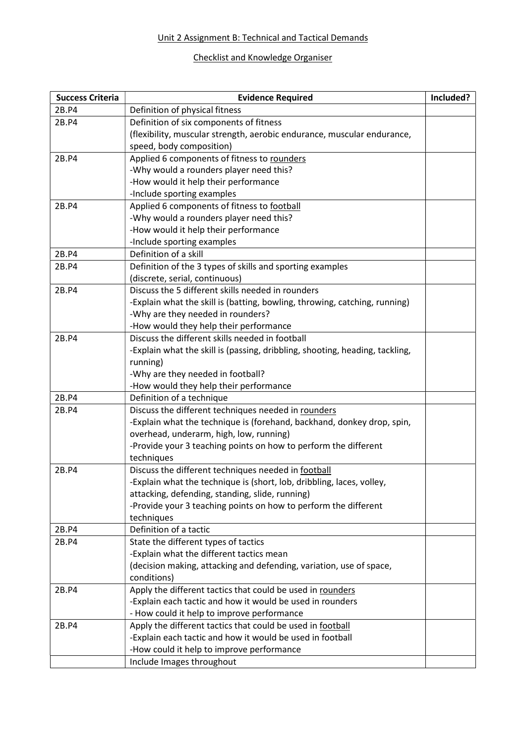# Unit 2 Assignment B: Technical and Tactical Demands

## Checklist and Knowledge Organiser

| Success Criteria | Evidence Required | Included? |
|---|---|---|
| 2B.P4 | Definition of physical fitness | |
| 2B.P4 | Definition of six components of fitness<br>(flexibility, muscular strength, aerobic endurance, muscular endurance, speed, body composition) | |
| 2B.P4 | Applied 6 components of fitness to <u>rounders</u><br>-Why would a rounders player need this?<br>-How would it help their performance<br>-Include sporting examples | |
| 2B.P4 | Applied 6 components of fitness to <u>football</u><br>-Why would a rounders player need this?<br>-How would it help their performance<br>-Include sporting examples | |
| 2B.P4 | Definition of a skill | |
| 2B.P4 | Definition of the 3 types of skills and sporting examples<br>(discrete, serial, continuous) | |
| 2B.P4 | Discuss the 5 different skills needed in rounders<br>-Explain what the skill is (batting, bowling, throwing, catching, running)<br>-Why are they needed in rounders?<br>-How would they help their performance | |
| 2B.P4 | Discuss the different skills needed in football<br>-Explain what the skill is (passing, dribbling, shooting, heading, tackling, running)<br>-Why are they needed in football?<br>-How would they help their performance | |
| 2B.P4 | Definition of a technique | |
| 2B.P4 | Discuss the different techniques needed in <u>rounders</u><br>-Explain what the technique is (forehand, backhand, donkey drop, spin, overhead, underarm, high, low, running)<br>-Provide your 3 teaching points on how to perform the different techniques | |
| 2B.P4 | Discuss the different techniques needed in <u>football</u><br>-Explain what the technique is (short, lob, dribbling, laces, volley, attacking, defending, standing, slide, running)<br>-Provide your 3 teaching points on how to perform the different techniques | |
| 2B.P4 | Definition of a tactic | |
| 2B.P4 | State the different types of tactics<br>-Explain what the different tactics mean<br>(decision making, attacking and defending, variation, use of space, conditions) | |
| 2B.P4 | Apply the different tactics that could be used in <u>rounders</u><br>-Explain each tactic and how it would be used in rounders<br>- How could it help to improve performance | |
| 2B.P4 | Apply the different tactics that could be used in <u>football</u><br>-Explain each tactic and how it would be used in football<br>-How could it help to improve performance | |
| | Include Images throughout | |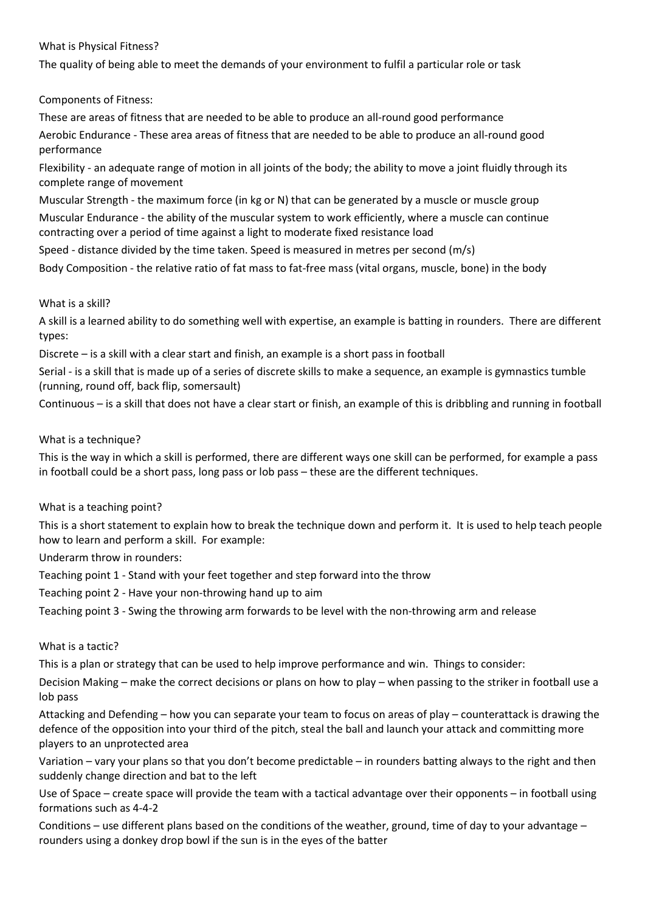What is Physical Fitness?

The quality of being able to meet the demands of your environment to fulfil a particular role or task

Components of Fitness:

These are areas of fitness that are needed to be able to produce an all-round good performance

Aerobic Endurance - These area areas of fitness that are needed to be able to produce an all-round good performance

Flexibility - an adequate range of motion in all joints of the body; the ability to move a joint fluidly through its complete range of movement

Muscular Strength - the maximum force (in kg or N) that can be generated by a muscle or muscle group

Muscular Endurance - the ability of the muscular system to work efficiently, where a muscle can continue contracting over a period of time against a light to moderate fixed resistance load

Speed - distance divided by the time taken. Speed is measured in metres per second (m/s)

Body Composition - the relative ratio of fat mass to fat-free mass (vital organs, muscle, bone) in the body

What is a skill?

A skill is a learned ability to do something well with expertise, an example is batting in rounders. There are different types:

Discrete – is a skill with a clear start and finish, an example is a short pass in football

Serial - is a skill that is made up of a series of discrete skills to make a sequence, an example is gymnastics tumble (running, round off, back flip, somersault)

Continuous – is a skill that does not have a clear start or finish, an example of this is dribbling and running in football

What is a technique?

This is the way in which a skill is performed, there are different ways one skill can be performed, for example a pass in football could be a short pass, long pass or lob pass – these are the different techniques.

What is a teaching point?

This is a short statement to explain how to break the technique down and perform it. It is used to help teach people how to learn and perform a skill. For example:

Underarm throw in rounders:

Teaching point 1 - Stand with your feet together and step forward into the throw

Teaching point 2 - Have your non-throwing hand up to aim

Teaching point 3 - Swing the throwing arm forwards to be level with the non-throwing arm and release

What is a tactic?

This is a plan or strategy that can be used to help improve performance and win. Things to consider:

Decision Making – make the correct decisions or plans on how to play – when passing to the striker in football use a lob pass

Attacking and Defending – how you can separate your team to focus on areas of play – counterattack is drawing the defence of the opposition into your third of the pitch, steal the ball and launch your attack and committing more players to an unprotected area

Variation – vary your plans so that you don't become predictable – in rounders batting always to the right and then suddenly change direction and bat to the left

Use of Space – create space will provide the team with a tactical advantage over their opponents – in football using formations such as 4-4-2

Conditions – use different plans based on the conditions of the weather, ground, time of day to your advantage – rounders using a donkey drop bowl if the sun is in the eyes of the batter